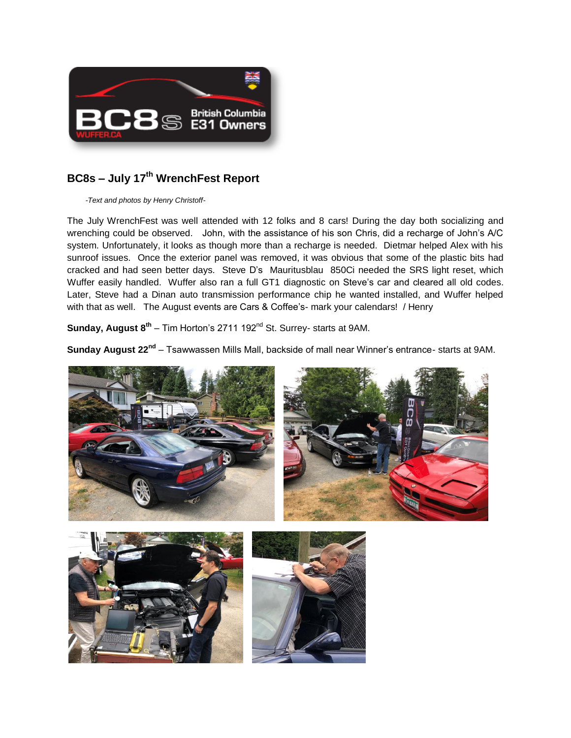## BC8s – July 17th WrenchFest Report

*-Text and photos by Henry Christoff-*

The July WrenchFest was well attended with 12 folks and 8 cars! During the day both socializing and wrenching could be observed. John, with the assistance of his son Chris, did a recharge of John's A/C system. Unfortunately, it looks as though more than a recharge is needed. Dietmar helped Alex with his sunroof issues. Once the exterior panel was removed, it was obvious that some of the plastic bits had cracked and had seen better days. Steve D's Mauritusblau 850Ci needed the SRS light reset, which Wuffer easily handled. Wuffer also ran a full GT1 diagnostic on Steve's car and cleared all old codes. Later, Steve had a Dinan auto transmission performance chip he wanted installed, and Wuffer helped with that as well. The August events are Cars & Coffee's- mark your calendars! / Henry

**Sunday, August 8th** – Tim Horton's 2711 192nd St. Surrey- starts at 9AM.

**Sunday August 22nd** – Tsawwassen Mills Mall, backside of mall near Winner's entrance- starts at 9AM.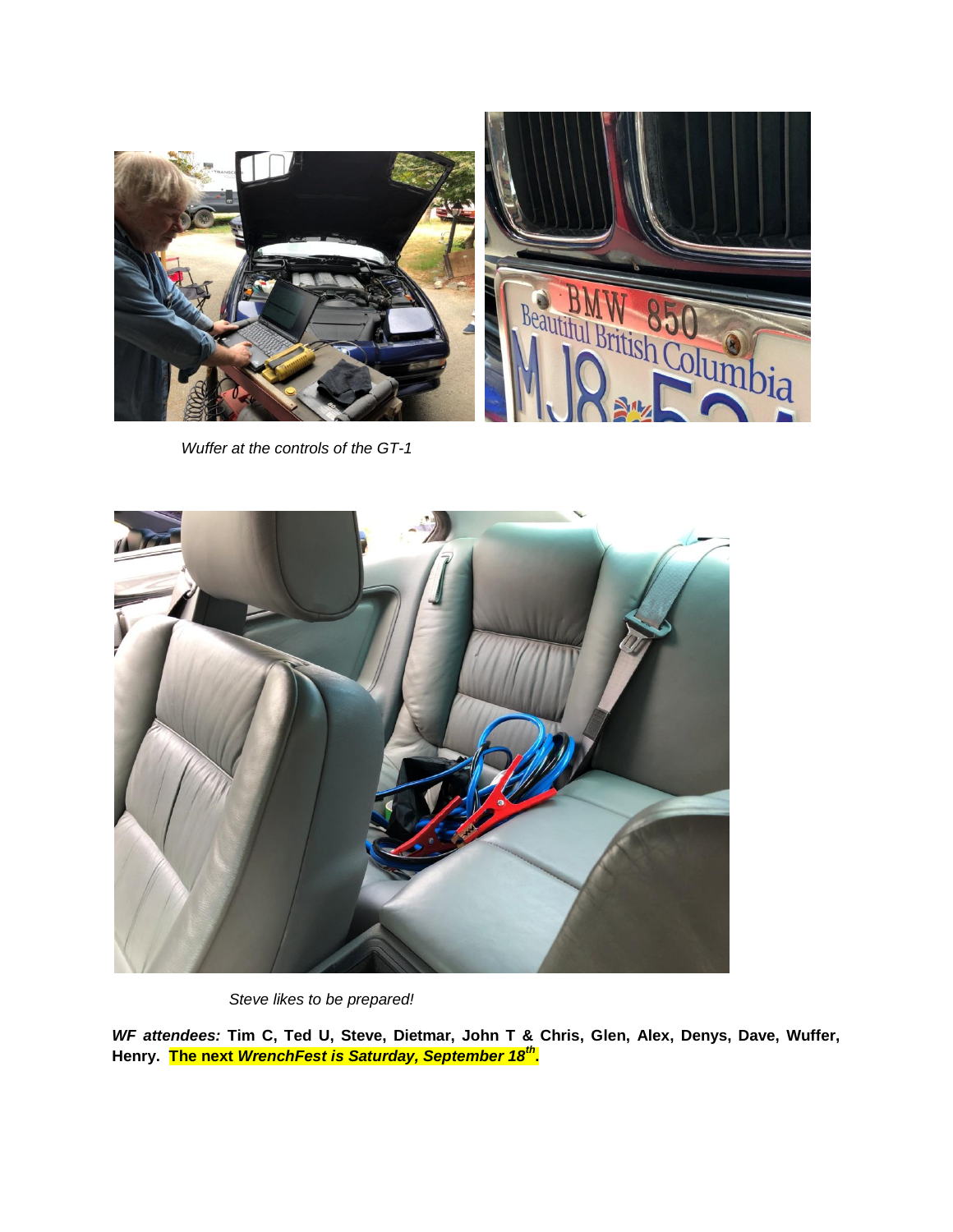*Wuffer at the controls of the GT-1*

*Steve likes to be prepared!*

***WF attendees:*** **Tim C, Ted U, Steve, Dietmar, John T & Chris, Glen, Alex, Denys, Dave, Wuffer, Henry. The next *WrenchFest is Saturday, September 18th*.**